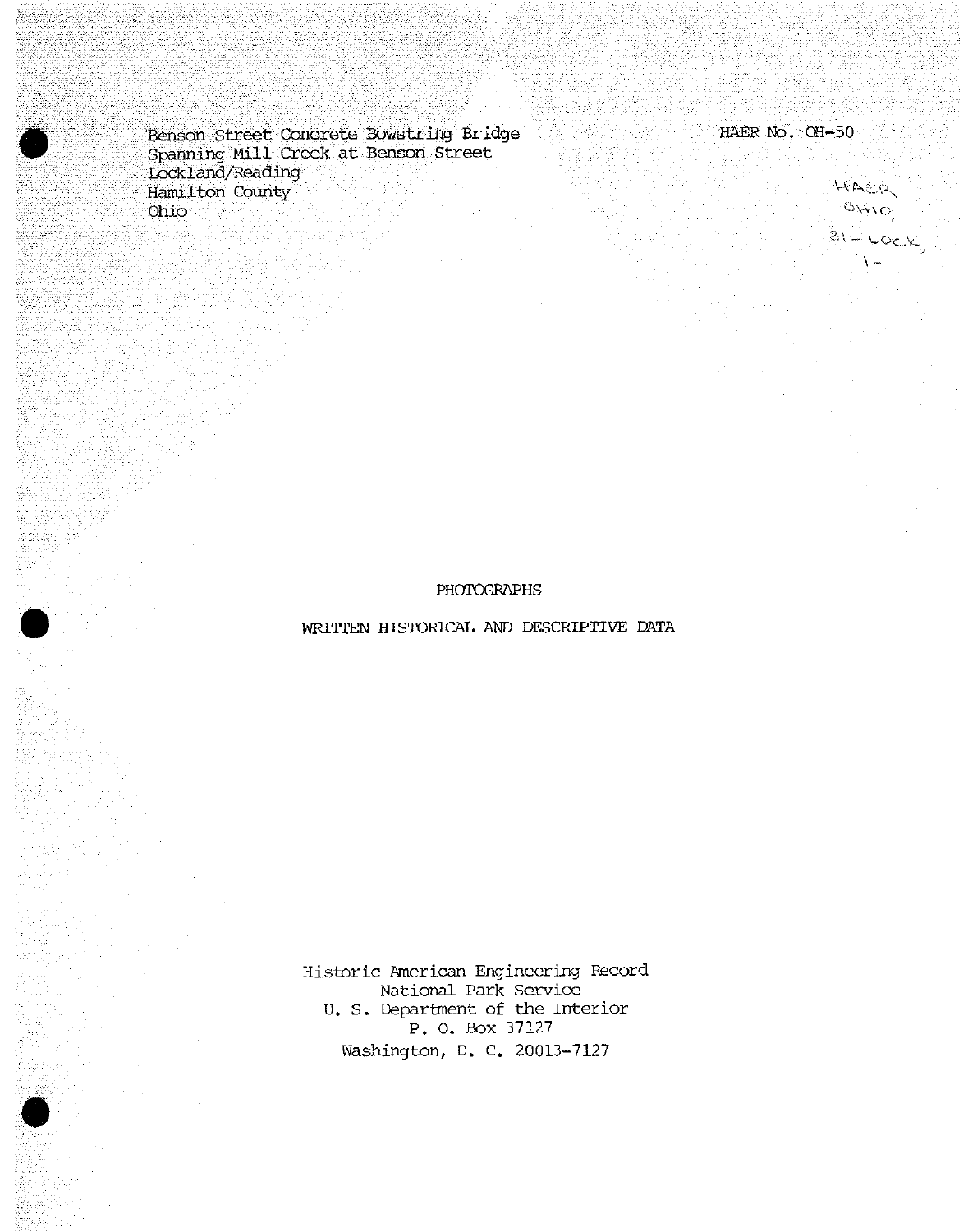Benson Street Concrete Bowstring Bridge
Spanning Mill Creek at Benson Street
Lockland/Reading
Hamilton County
Ohio

HAER No. OH-50

HAER
OHIO,
31-LOCK,
1-

PHOTOGRAPHS

WRITTEN HISTORICAL AND DESCRIPTIVE DATA

Historic American Engineering Record
National Park Service
U. S. Department of the Interior
P. O. Box 37127
Washington, D. C. 20013-7127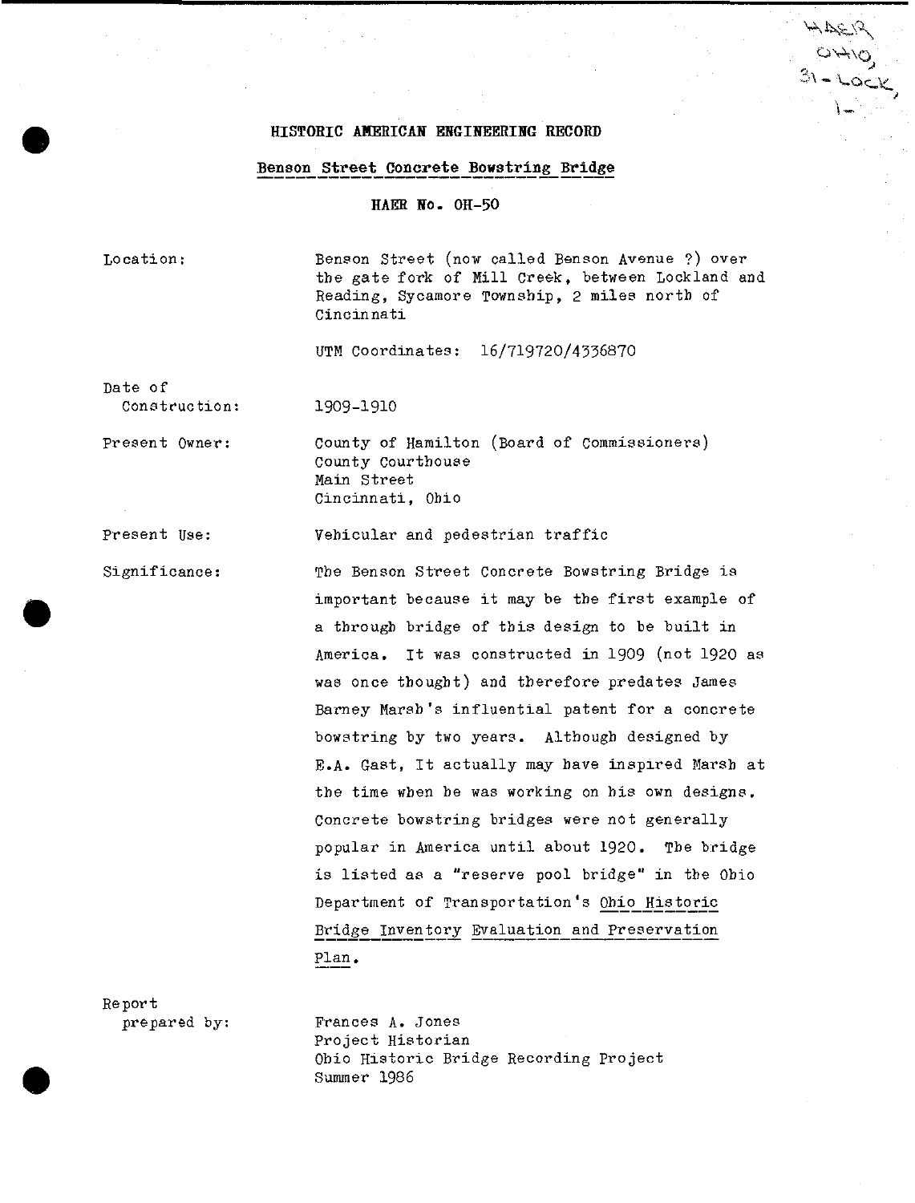HAER
OHIO,
31-LOCK,
1-

# HISTORIC AMERICAN ENGINEERING RECORD

## Benson Street Concrete Bowstring Bridge

HAER No. OH-50

| | |
|---|---|
| Location: | Benson Street (now called Benson Avenue ?) over the gate fork of Mill Creek, between Lockland and Reading, Sycamore Township, 2 miles north of Cincinnati<br><br>UTM Coordinates: 16/719720/4336870 |
| Date of Construction: | 1909-1910 |
| Present Owner: | County of Hamilton (Board of Commissioners)<br>County Courthouse<br>Main Street<br>Cincinnati, Ohio |
| Present Use: | Vehicular and pedestrian traffic |
| Significance: | The Benson Street Concrete Bowstring Bridge is important because it may be the first example of a through bridge of this design to be built in America. It was constructed in 1909 (not 1920 as was once thought) and therefore predates James Barney Marsh's influential patent for a concrete bowstring by two years. Although designed by E.A. Gast, It actually may have inspired Marsh at the time when he was working on his own designs. Concrete bowstring bridges were not generally popular in America until about 1920. The bridge is listed as a "reserve pool bridge" in the Ohio Department of Transportation's Ohio Historic Bridge Inventory Evaluation and Preservation Plan. |
| Report prepared by: | Frances A. Jones<br>Project Historian<br>Ohio Historic Bridge Recording Project<br>Summer 1986 |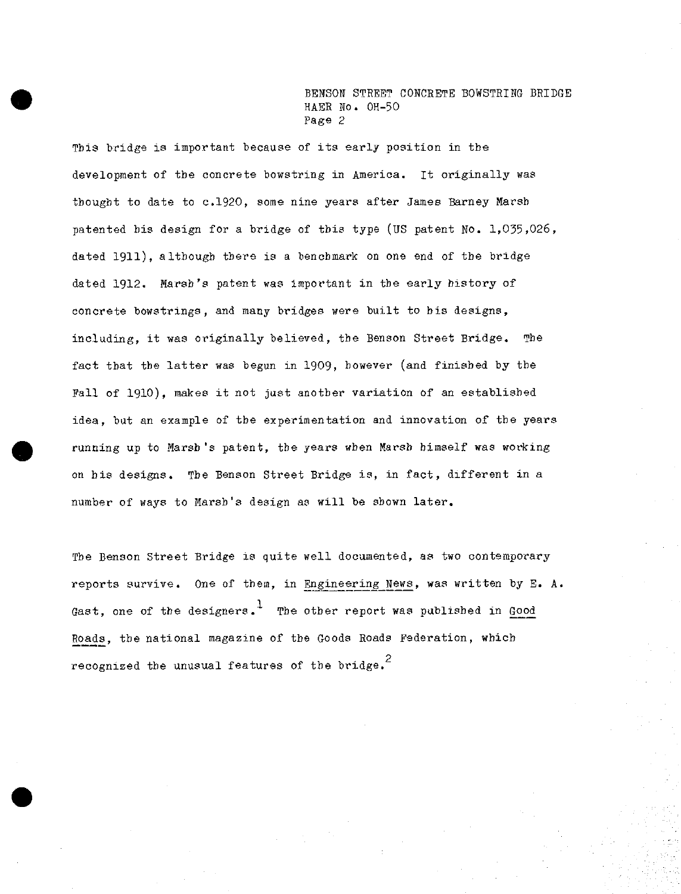This bridge is important because of its early position in the development of the concrete bowstring in America. It originally was thought to date to c.1920, some nine years after James Barney Marsh patented his design for a bridge of this type (US patent No. 1,035,026, dated 1911), although there is a benchmark on one end of the bridge dated 1912. Marsh's patent was important in the early history of concrete bowstrings, and many bridges were built to his designs, including, it was originally believed, the Benson Street Bridge. The fact that the latter was begun in 1909, however (and finished by the Fall of 1910), makes it not just another variation of an established idea, but an example of the experimentation and innovation of the years running up to Marsh's patent, the years when Marsh himself was working on his designs. The Benson Street Bridge is, in fact, different in a number of ways to Marsh's design as will be shown later.

The Benson Street Bridge is quite well documented, as two contemporary reports survive. One of them, in Engineering News, was written by E. A. Gast, one of the designers.[1] The other report was published in Good Roads, the national magazine of the Goods Roads Federation, which recognized the unusual features of the bridge.[2]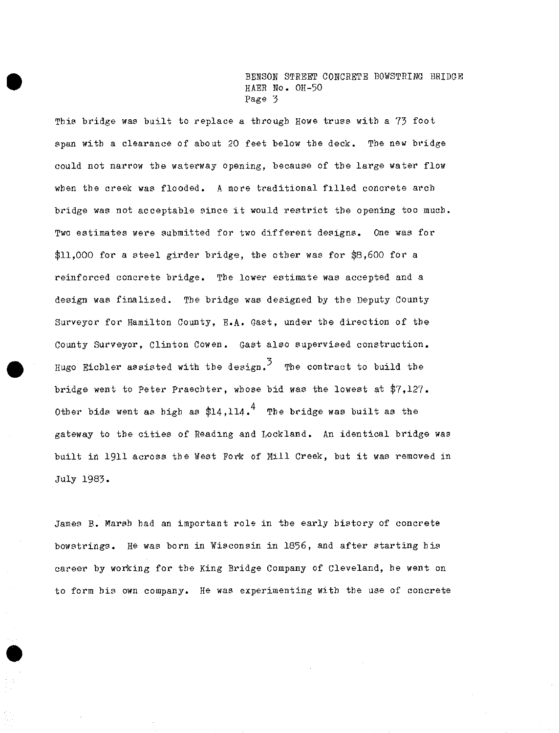This bridge was built to replace a through Howe truss with a 73 foot span with a clearance of about 20 feet below the deck. The new bridge could not narrow the waterway opening, because of the large water flow when the creek was flooded. A more traditional filled concrete arch bridge was not acceptable since it would restrict the opening too much. Two estimates were submitted for two different designs. One was for $11,000 for a steel girder bridge, the other was for $8,600 for a reinforced concrete bridge. The lower estimate was accepted and a design was finalized. The bridge was designed by the Deputy County Surveyor for Hamilton County, E.A. Gast, under the direction of the County Surveyor, Clinton Cowen. Gast also supervised construction. Hugo Eichler assisted with the design.[3] The contract to build the bridge went to Peter Praechter, whose bid was the lowest at $7,127. Other bids went as high as $14,114.[4] The bridge was built as the gateway to the cities of Reading and Lockland. An identical bridge was built in 1911 across the West Fork of Mill Creek, but it was removed in July 1983.

James B. Marsh had an important role in the early history of concrete bowstrings. He was born in Wisconsin in 1856, and after starting his career by working for the King Bridge Company of Cleveland, he went on to form his own company. He was experimenting with the use of concrete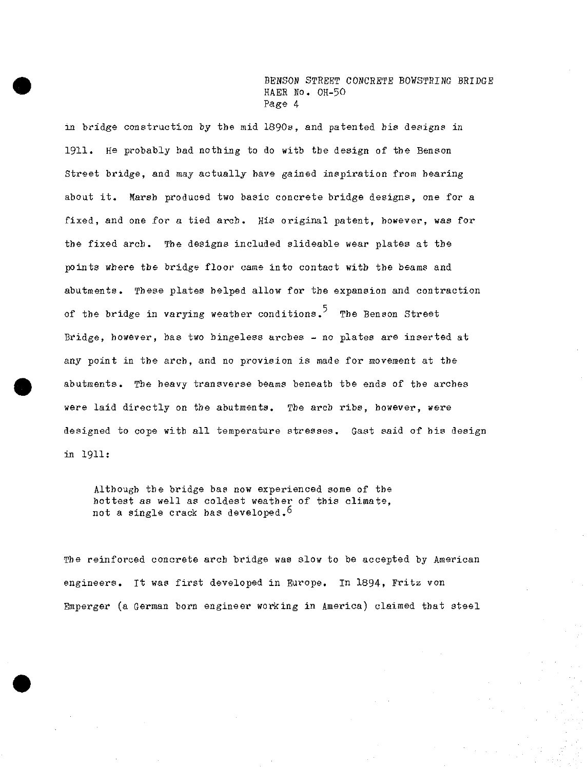in bridge construction by the mid 1890s, and patented his designs in 1911. He probably had nothing to do with the design of the Benson Street bridge, and may actually have gained inspiration from hearing about it. Marsh produced two basic concrete bridge designs, one for a fixed, and one for a tied arch. His original patent, however, was for the fixed arch. The designs included slideable wear plates at the points where the bridge floor came into contact with the beams and abutments. These plates helped allow for the expansion and contraction of the bridge in varying weather conditions.[5] The Benson Street Bridge, however, has two hingeless arches - no plates are inserted at any point in the arch, and no provision is made for movement at the abutments. The heavy transverse beams beneath the ends of the arches were laid directly on the abutments. The arch ribs, however, were designed to cope with all temperature stresses. Gast said of his design in 1911:

> Although the bridge has now experienced some of the hottest as well as coldest weather of this climate, not a single crack has developed.[6]

The reinforced concrete arch bridge was slow to be accepted by American engineers. It was first developed in Europe. In 1894, Fritz von Emperger (a German born engineer working in America) claimed that steel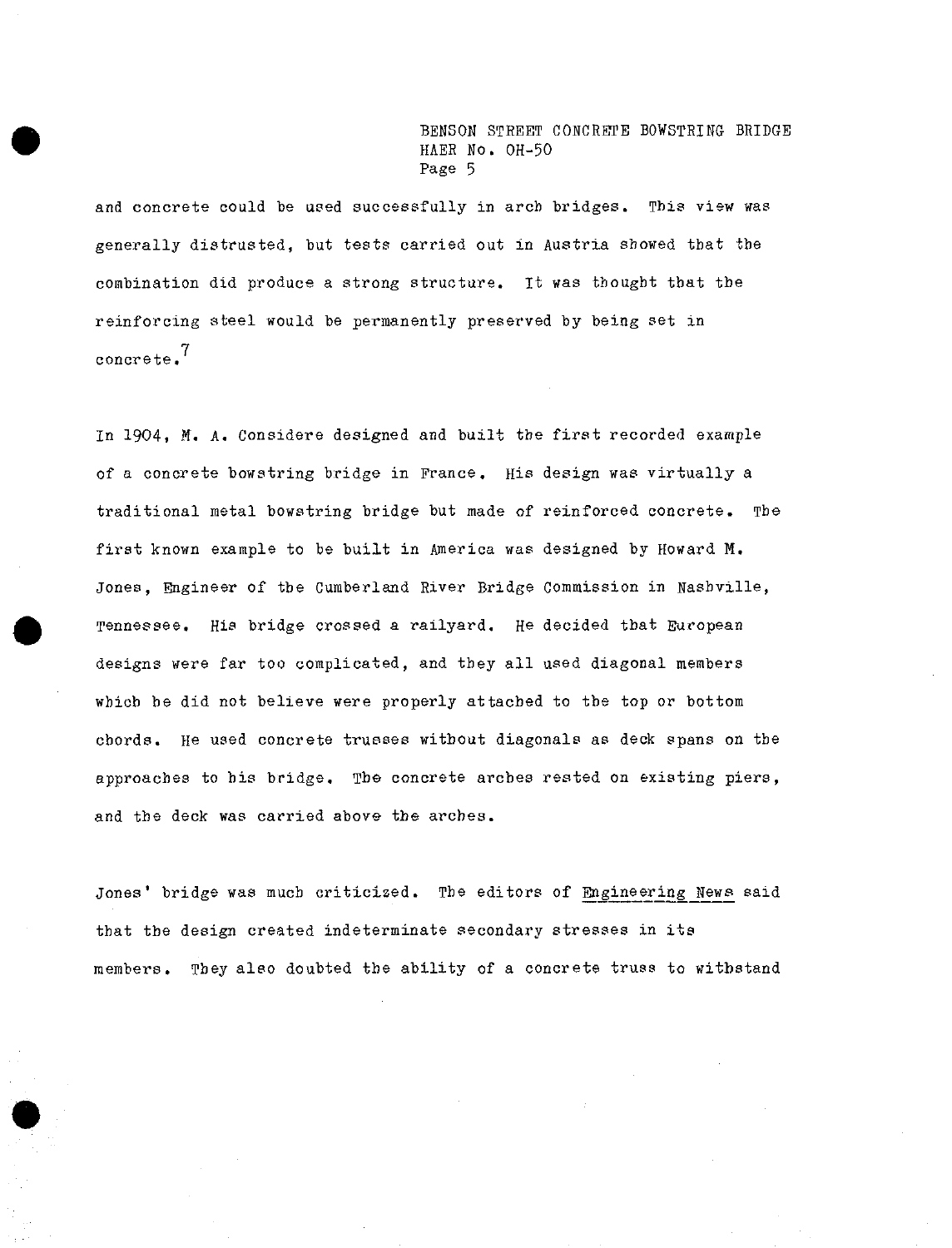and concrete could be used successfully in arch bridges. This view was generally distrusted, but tests carried out in Austria showed that the combination did produce a strong structure. It was thought that the reinforcing steel would be permanently preserved by being set in concrete.[7]

In 1904, M. A. Considere designed and built the first recorded example of a concrete bowstring bridge in France. His design was virtually a traditional metal bowstring bridge but made of reinforced concrete. The first known example to be built in America was designed by Howard M. Jones, Engineer of the Cumberland River Bridge Commission in Nashville, Tennessee. His bridge crossed a railyard. He decided that European designs were far too complicated, and they all used diagonal members which he did not believe were properly attached to the top or bottom chords. He used concrete trusses without diagonals as deck spans on the approaches to his bridge. The concrete arches rested on existing piers, and the deck was carried above the arches.

Jones' bridge was much criticized. The editors of Engineering News said that the design created indeterminate secondary stresses in its members. They also doubted the ability of a concrete truss to withstand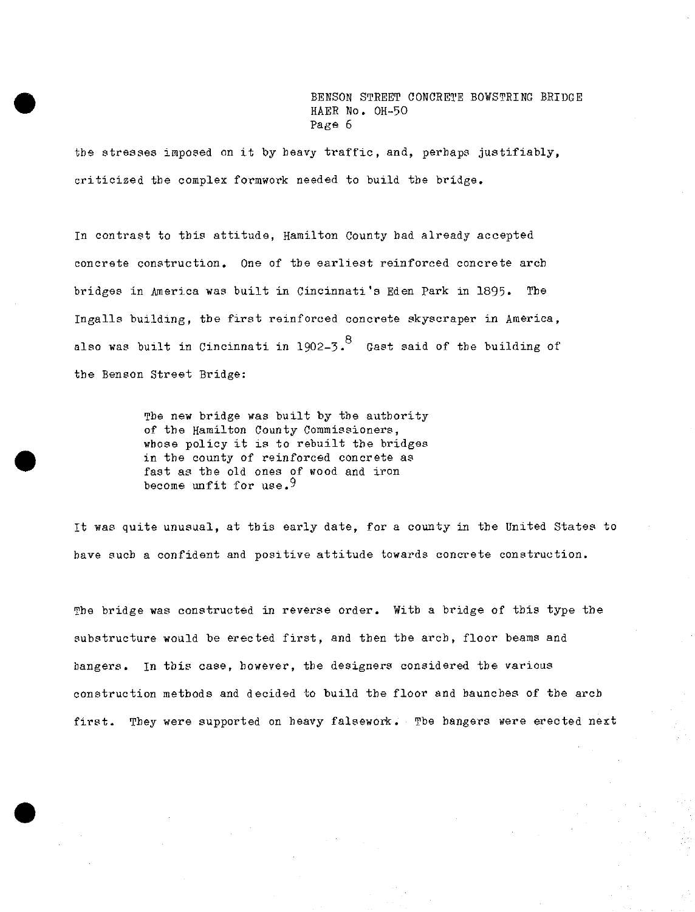the stresses imposed on it by heavy traffic, and, perhaps justifiably, criticized the complex formwork needed to build the bridge.

In contrast to this attitude, Hamilton County had already accepted concrete construction. One of the earliest reinforced concrete arch bridges in America was built in Cincinnati's Eden Park in 1895. The Ingalls building, the first reinforced concrete skyscraper in America, also was built in Cincinnati in 1902-3.[8] Gast said of the building of the Benson Street Bridge:

> The new bridge was built by the authority of the Hamilton County Commissioners, whose policy it is to rebuilt the bridges in the county of reinforced concrete as fast as the old ones of wood and iron become unfit for use.[9]

It was quite unusual, at this early date, for a county in the United States to have such a confident and positive attitude towards concrete construction.

The bridge was constructed in reverse order. With a bridge of this type the substructure would be erected first, and then the arch, floor beams and hangers. In this case, however, the designers considered the various construction methods and decided to build the floor and haunches of the arch first. They were supported on heavy falsework. The hangers were erected next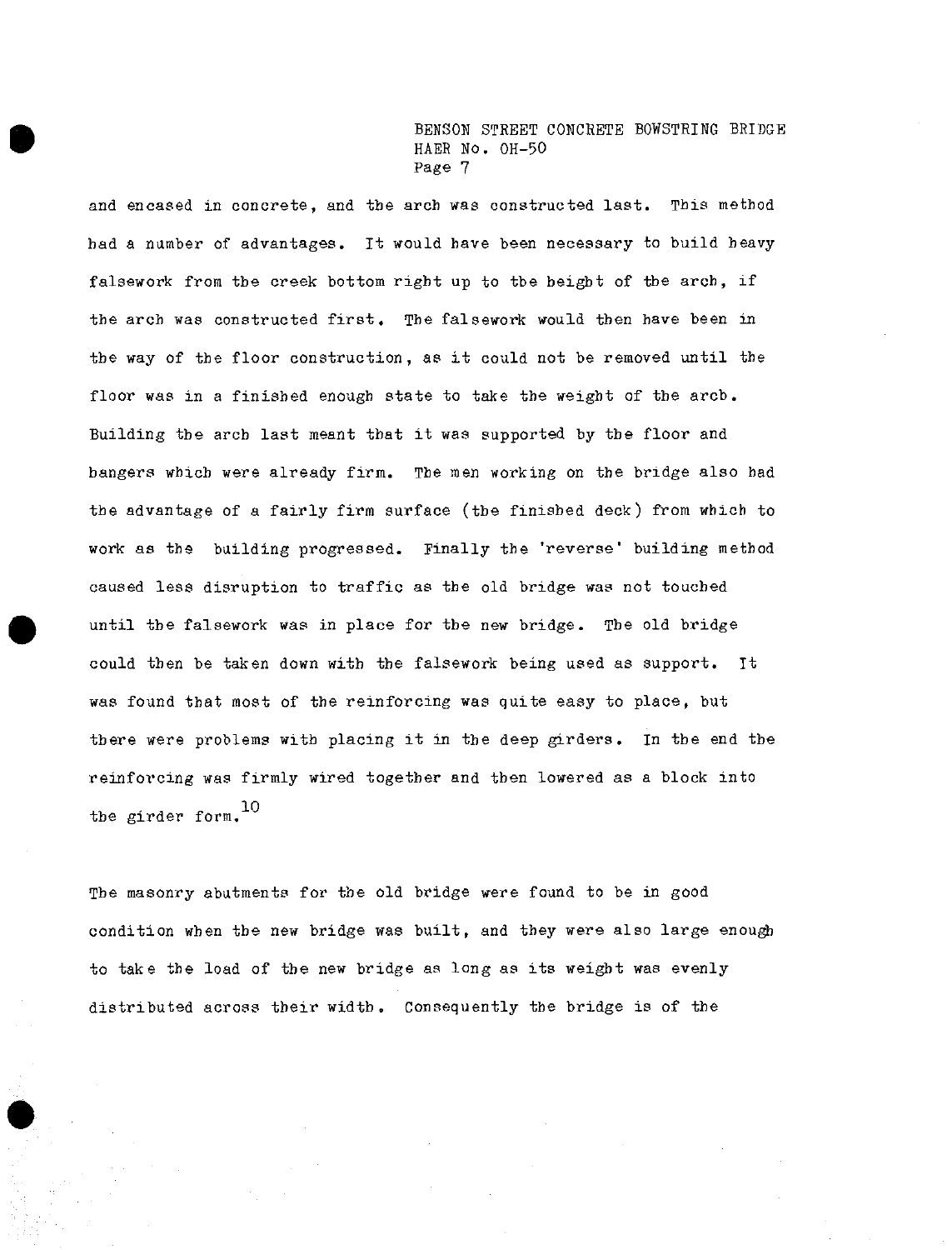and encased in concrete, and the arch was constructed last. This method had a number of advantages. It would have been necessary to build heavy falsework from the creek bottom right up to the height of the arch, if the arch was constructed first. The falsework would then have been in the way of the floor construction, as it could not be removed until the floor was in a finished enough state to take the weight of the arch. Building the arch last meant that it was supported by the floor and hangers which were already firm. The men working on the bridge also had the advantage of a fairly firm surface (the finished deck) from which to work as the building progressed. Finally the 'reverse' building method caused less disruption to traffic as the old bridge was not touched until the falsework was in place for the new bridge. The old bridge could then be taken down with the falsework being used as support. It was found that most of the reinforcing was quite easy to place, but there were problems with placing it in the deep girders. In the end the reinforcing was firmly wired together and then lowered as a block into the girder form.[10]

The masonry abutments for the old bridge were found to be in good condition when the new bridge was built, and they were also large enough to take the load of the new bridge as long as its weight was evenly distributed across their width. Consequently the bridge is of the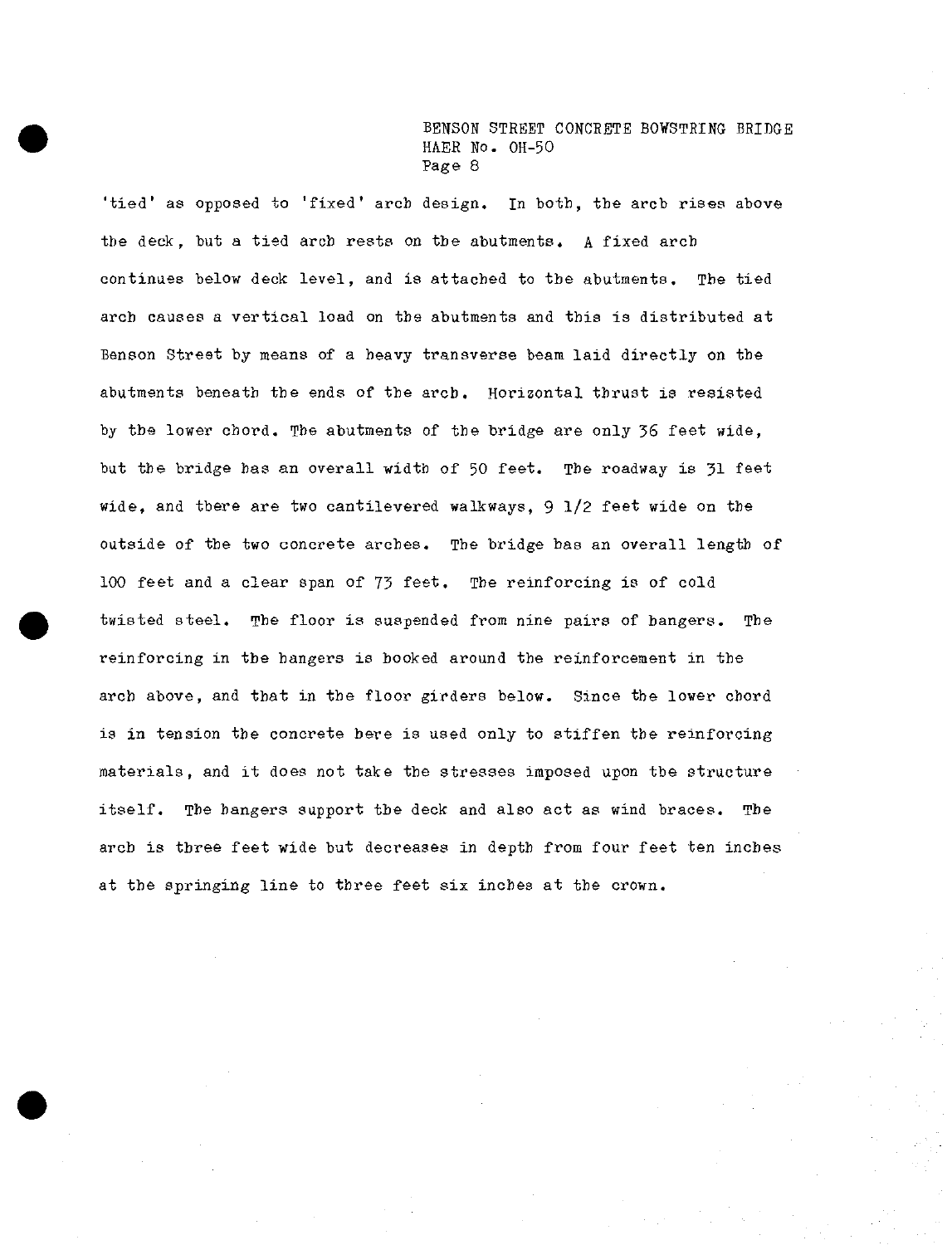'tied' as opposed to 'fixed' arch design. In both, the arch rises above the deck, but a tied arch rests on the abutments. A fixed arch continues below deck level, and is attached to the abutments. The tied arch causes a vertical load on the abutments and this is distributed at Benson Street by means of a heavy transverse beam laid directly on the abutments beneath the ends of the arch. Horizontal thrust is resisted by the lower chord. The abutments of the bridge are only 36 feet wide, but the bridge has an overall width of 50 feet. The roadway is 31 feet wide, and there are two cantilevered walkways, 9 1/2 feet wide on the outside of the two concrete arches. The bridge has an overall length of 100 feet and a clear span of 73 feet. The reinforcing is of cold twisted steel. The floor is suspended from nine pairs of hangers. The reinforcing in the hangers is hooked around the reinforcement in the arch above, and that in the floor girders below. Since the lower chord is in tension the concrete here is used only to stiffen the reinforcing materials, and it does not take the stresses imposed upon the structure itself. The hangers support the deck and also act as wind braces. The arch is three feet wide but decreases in depth from four feet ten inches at the springing line to three feet six inches at the crown.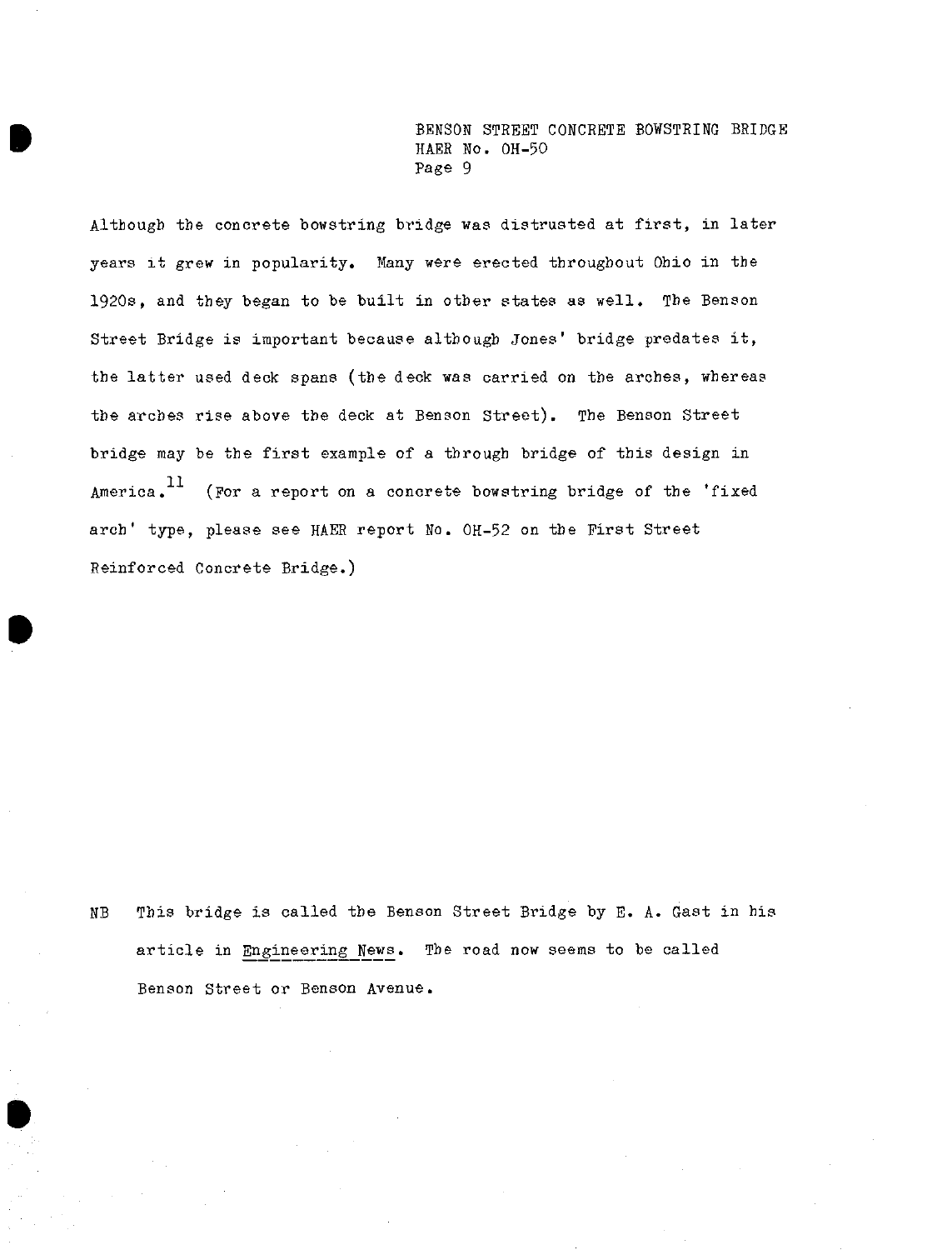Although the concrete bowstring bridge was distrusted at first, in later years it grew in popularity. Many were erected throughout Ohio in the 1920s, and they began to be built in other states as well. The Benson Street Bridge is important because although Jones' bridge predates it, the latter used deck spans (the deck was carried on the arches, whereas the arches rise above the deck at Benson Street). The Benson Street bridge may be the first example of a through bridge of this design in America.[11] (For a report on a concrete bowstring bridge of the 'fixed arch' type, please see HAER report No. OH-52 on the First Street Reinforced Concrete Bridge.)

NB This bridge is called the Benson Street Bridge by E. A. Gast in his article in Engineering News. The road now seems to be called Benson Street or Benson Avenue.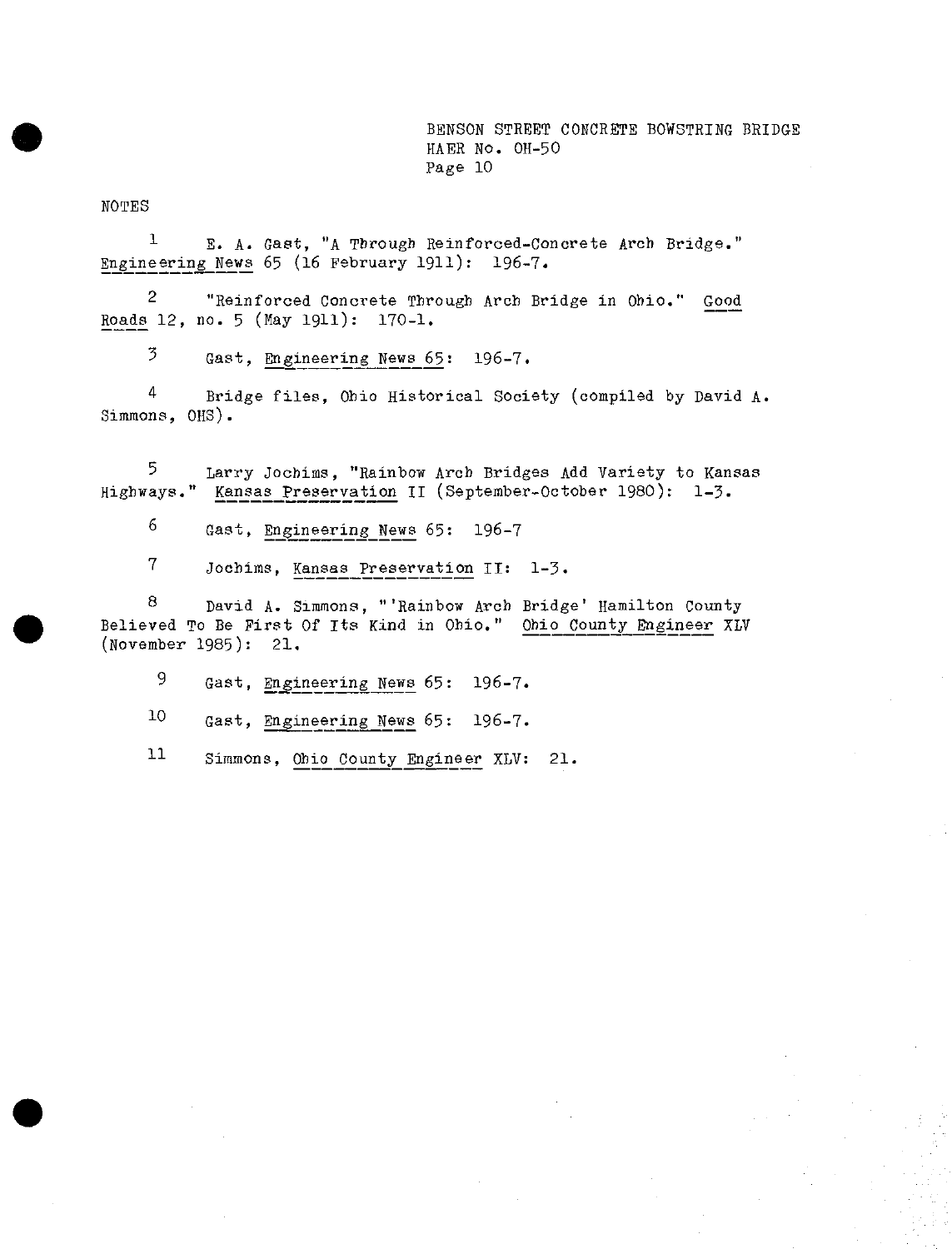## NOTES

1 E. A. Gast, "A Through Reinforced-Concrete Arch Bridge." Engineering News 65 (16 February 1911): 196-7.

2 "Reinforced Concrete Through Arch Bridge in Ohio." Good Roads 12, no. 5 (May 1911): 170-1.

3 Gast, Engineering News 65: 196-7.

4 Bridge files, Ohio Historical Society (compiled by David A. Simmons, OHS).

5 Larry Jochims, "Rainbow Arch Bridges Add Variety to Kansas Highways." Kansas Preservation II (September-October 1980): 1-3.

6 Gast, Engineering News 65: 196-7

7 Jochims, Kansas Preservation II: 1-3.

8 David A. Simmons, "'Rainbow Arch Bridge' Hamilton County Believed To Be First Of Its Kind in Ohio." Ohio County Engineer XLV (November 1985): 21.

9 Gast, Engineering News 65: 196-7.

10 Gast, Engineering News 65: 196-7.

11 Simmons, Ohio County Engineer XLV: 21.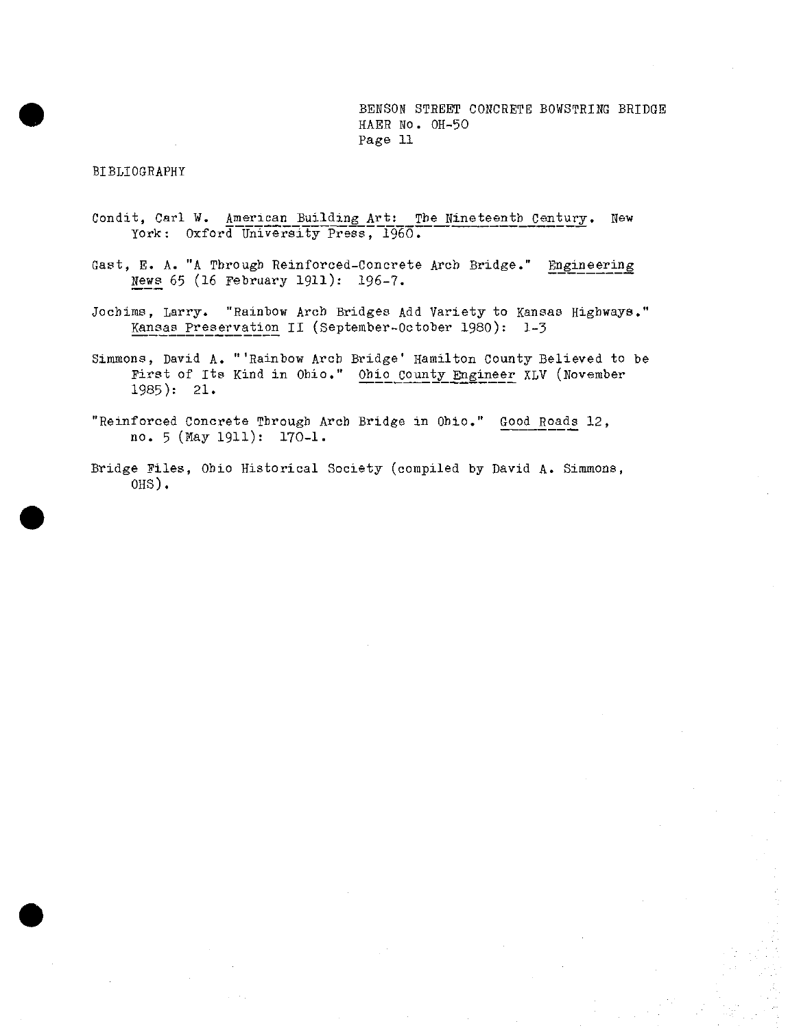BIBLIOGRAPHY

Condit, Carl W. _American Building Art: The Nineteenth Century_. New York: Oxford University Press, 1960.

Gast, E. A. "A Through Reinforced-Concrete Arch Bridge." _Engineering News_ 65 (16 February 1911): 196-7.

Jochims, Larry. "Rainbow Arch Bridges Add Variety to Kansas Highways." _Kansas Preservation_ II (September-October 1980): 1-3

Simmons, David A. "'Rainbow Arch Bridge' Hamilton County Believed to be First of Its Kind in Ohio." _Ohio County Engineer_ XLV (November 1985): 21.

"Reinforced Concrete Through Arch Bridge in Ohio." _Good Roads_ 12, no. 5 (May 1911): 170-1.

Bridge Files, Ohio Historical Society (compiled by David A. Simmons, OHS).